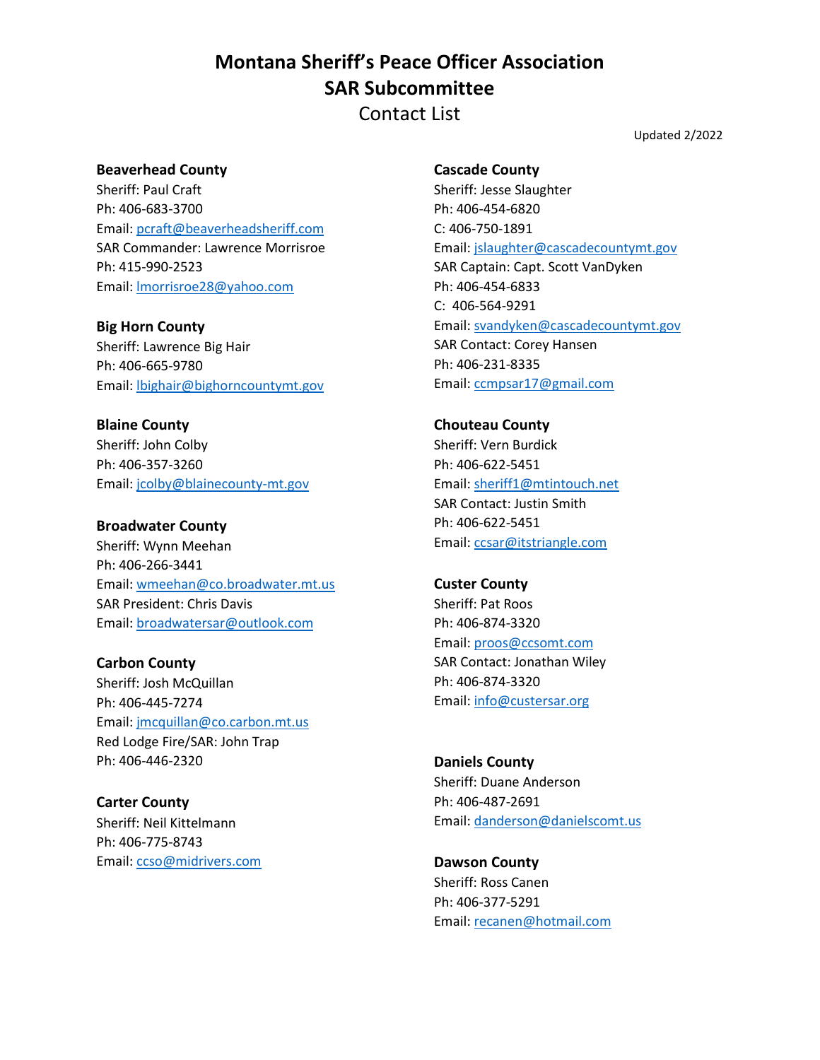# Montana Sheriff's Peace Officer Association
## SAR Subcommittee
### Contact List

Updated 2/2022

**Beaverhead County**
Sheriff: Paul Craft
Ph: 406-683-3700
Email: pcraft@beaverheadsheriff.com
SAR Commander: Lawrence Morrisroe
Ph: 415-990-2523
Email: lmorrisroe28@yahoo.com

**Big Horn County**
Sheriff: Lawrence Big Hair
Ph: 406-665-9780
Email: lbighair@bighorncountymt.gov

**Blaine County**
Sheriff: John Colby
Ph: 406-357-3260
Email: jcolby@blainecounty-mt.gov

**Broadwater County**
Sheriff: Wynn Meehan
Ph: 406-266-3441
Email: wmeehan@co.broadwater.mt.us
SAR President: Chris Davis
Email: broadwatersar@outlook.com

**Carbon County**
Sheriff: Josh McQuillan
Ph: 406-445-7274
Email: jmcquillan@co.carbon.mt.us
Red Lodge Fire/SAR: John Trap
Ph: 406-446-2320

**Carter County**
Sheriff: Neil Kittelmann
Ph: 406-775-8743
Email: ccso@midrivers.com

**Cascade County**
Sheriff: Jesse Slaughter
Ph: 406-454-6820
C: 406-750-1891
Email: jslaughter@cascadecountymt.gov
SAR Captain: Capt. Scott VanDyken
Ph: 406-454-6833
C: 406-564-9291
Email: svandyken@cascadecountymt.gov
SAR Contact: Corey Hansen
Ph: 406-231-8335
Email: ccmpsar17@gmail.com

**Chouteau County**
Sheriff: Vern Burdick
Ph: 406-622-5451
Email: sheriff1@mtintouch.net
SAR Contact: Justin Smith
Ph: 406-622-5451
Email: ccsar@itstriangle.com

**Custer County**
Sheriff: Pat Roos
Ph: 406-874-3320
Email: proos@ccsomt.com
SAR Contact: Jonathan Wiley
Ph: 406-874-3320
Email: info@custersar.org

**Daniels County**
Sheriff: Duane Anderson
Ph: 406-487-2691
Email: danderson@danielscomt.us

**Dawson County**
Sheriff: Ross Canen
Ph: 406-377-5291
Email: recanen@hotmail.com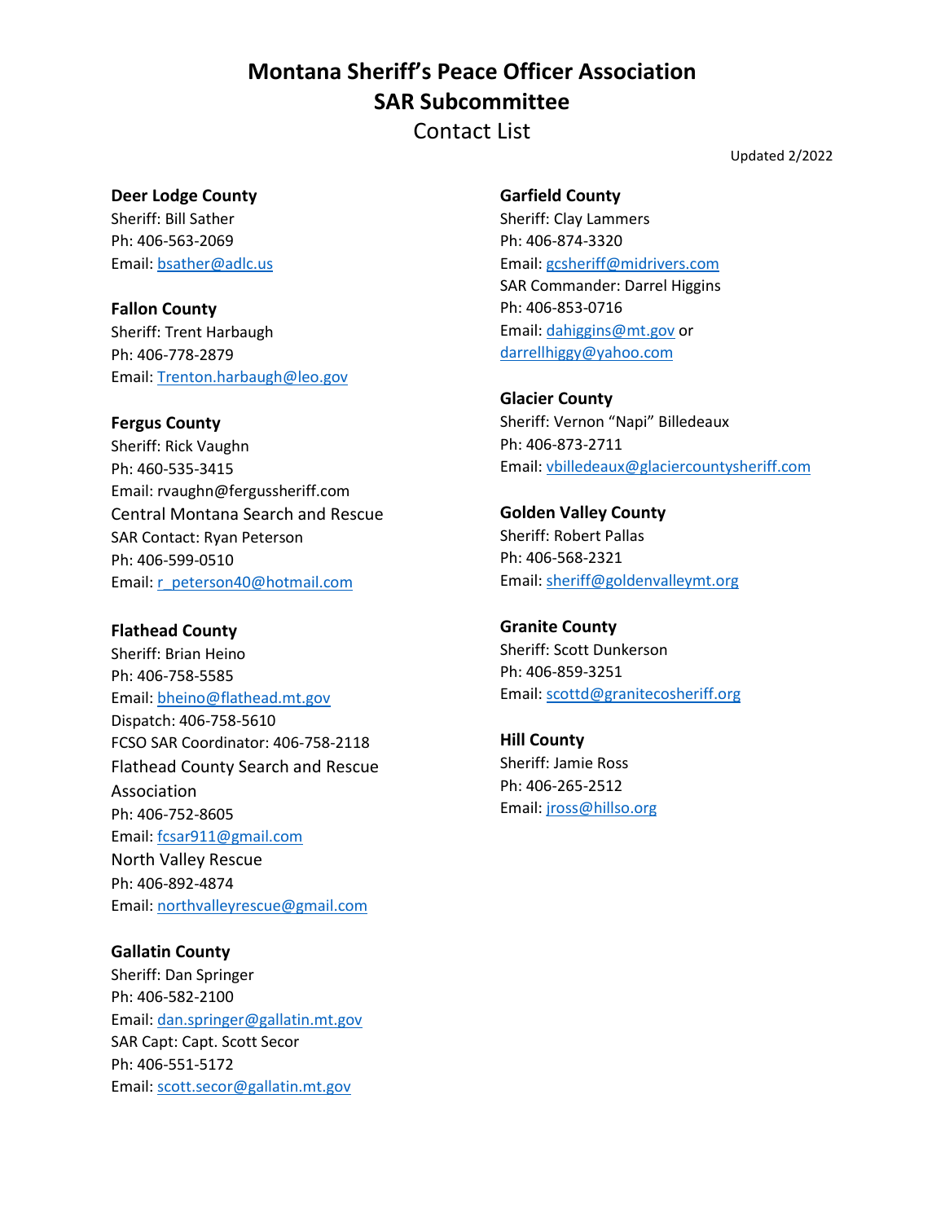# Montana Sheriff's Peace Officer Association
# SAR Subcommittee
## Contact List

Updated 2/2022

**Deer Lodge County**
Sheriff: Bill Sather
Ph: 406-563-2069
Email: bsather@adlc.us

**Fallon County**
Sheriff: Trent Harbaugh
Ph: 406-778-2879
Email: Trenton.harbaugh@leo.gov

**Fergus County**
Sheriff: Rick Vaughn
Ph: 460-535-3415
Email: rvaughn@fergussheriff.com
Central Montana Search and Rescue
SAR Contact: Ryan Peterson
Ph: 406-599-0510
Email: r_peterson40@hotmail.com

**Flathead County**
Sheriff: Brian Heino
Ph: 406-758-5585
Email: bheino@flathead.mt.gov
Dispatch: 406-758-5610
FCSO SAR Coordinator: 406-758-2118
Flathead County Search and Rescue Association
Ph: 406-752-8605
Email: fcsar911@gmail.com
North Valley Rescue
Ph: 406-892-4874
Email: northvalleyrescue@gmail.com

**Gallatin County**
Sheriff: Dan Springer
Ph: 406-582-2100
Email: dan.springer@gallatin.mt.gov
SAR Capt: Capt. Scott Secor
Ph: 406-551-5172
Email: scott.secor@gallatin.mt.gov

**Garfield County**
Sheriff: Clay Lammers
Ph: 406-874-3320
Email: gcsheriff@midrivers.com
SAR Commander: Darrel Higgins
Ph: 406-853-0716
Email: dahiggins@mt.gov or darrellhiggy@yahoo.com

**Glacier County**
Sheriff: Vernon "Napi" Billedeaux
Ph: 406-873-2711
Email: vbilledeaux@glaciercountysheriff.com

**Golden Valley County**
Sheriff: Robert Pallas
Ph: 406-568-2321
Email: sheriff@goldenvalleymt.org

**Granite County**
Sheriff: Scott Dunkerson
Ph: 406-859-3251
Email: scottd@granitecosheriff.org

**Hill County**
Sheriff: Jamie Ross
Ph: 406-265-2512
Email: jross@hillso.org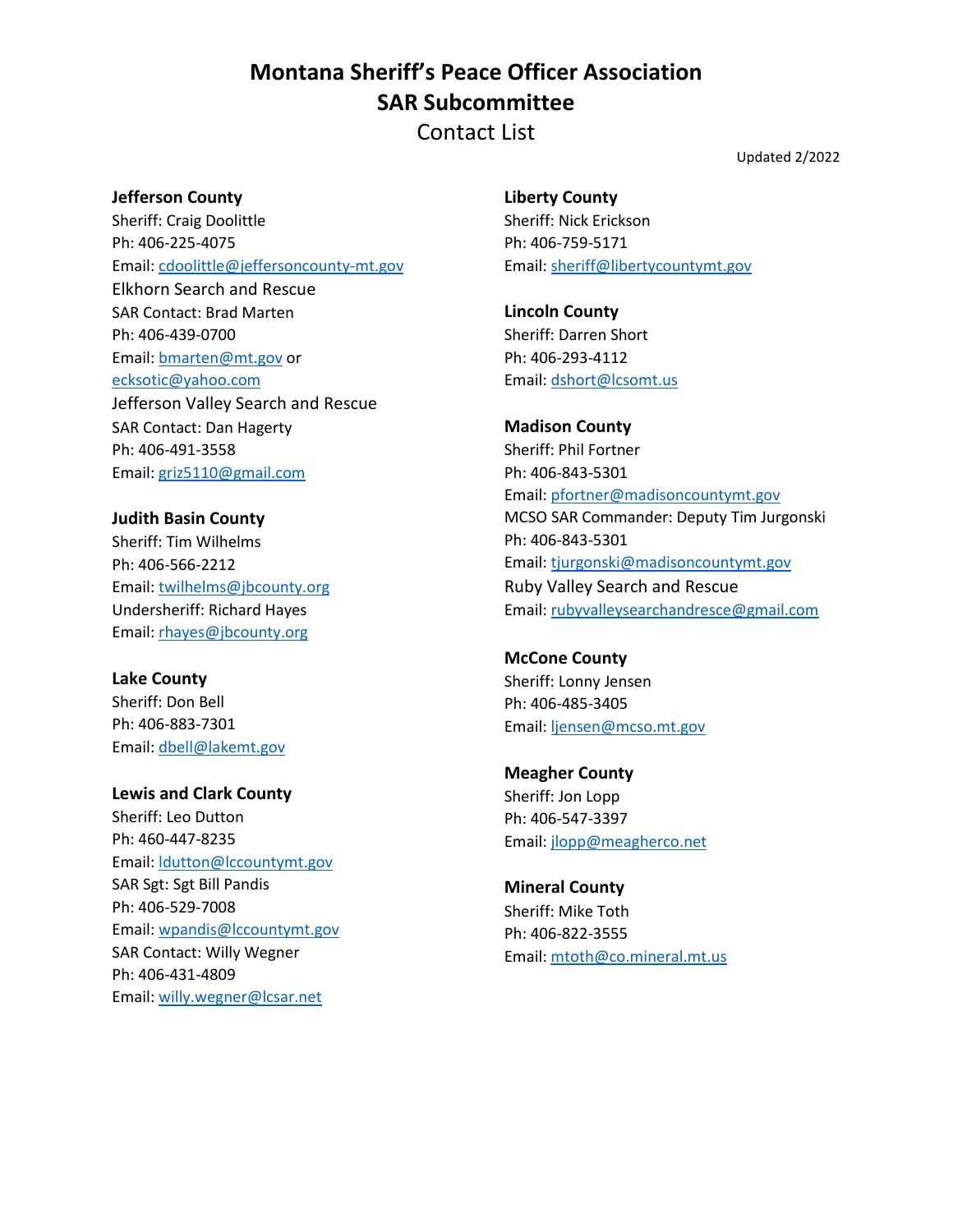# Montana Sheriff's Peace Officer Association
## SAR Subcommittee
Contact List

Updated 2/2022

**Jefferson County**
Sheriff: Craig Doolittle
Ph: 406-225-4075
Email: cdoolittle@jeffersoncounty-mt.gov
Elkhorn Search and Rescue
SAR Contact: Brad Marten
Ph: 406-439-0700
Email: bmarten@mt.gov or ecksotic@yahoo.com
Jefferson Valley Search and Rescue
SAR Contact: Dan Hagerty
Ph: 406-491-3558
Email: griz5110@gmail.com

**Judith Basin County**
Sheriff: Tim Wilhelms
Ph: 406-566-2212
Email: twilhelms@jbcounty.org
Undersheriff: Richard Hayes
Email: rhayes@jbcounty.org

**Lake County**
Sheriff: Don Bell
Ph: 406-883-7301
Email: dbell@lakemt.gov

**Lewis and Clark County**
Sheriff: Leo Dutton
Ph: 460-447-8235
Email: ldutton@lccountymt.gov
SAR Sgt: Sgt Bill Pandis
Ph: 406-529-7008
Email: wpandis@lccountymt.gov
SAR Contact: Willy Wegner
Ph: 406-431-4809
Email: willy.wegner@lcsar.net

**Liberty County**
Sheriff: Nick Erickson
Ph: 406-759-5171
Email: sheriff@libertycountymt.gov

**Lincoln County**
Sheriff: Darren Short
Ph: 406-293-4112
Email: dshort@lcsomt.us

**Madison County**
Sheriff: Phil Fortner
Ph: 406-843-5301
Email: pfortner@madisoncountymt.gov
MCSO SAR Commander: Deputy Tim Jurgonski
Ph: 406-843-5301
Email: tjurgonski@madisoncountymt.gov
Ruby Valley Search and Rescue
Email: rubyvalleysearchandresce@gmail.com

**McCone County**
Sheriff: Lonny Jensen
Ph: 406-485-3405
Email: ljensen@mcso.mt.gov

**Meagher County**
Sheriff: Jon Lopp
Ph: 406-547-3397
Email: jlopp@meagherco.net

**Mineral County**
Sheriff: Mike Toth
Ph: 406-822-3555
Email: mtoth@co.mineral.mt.us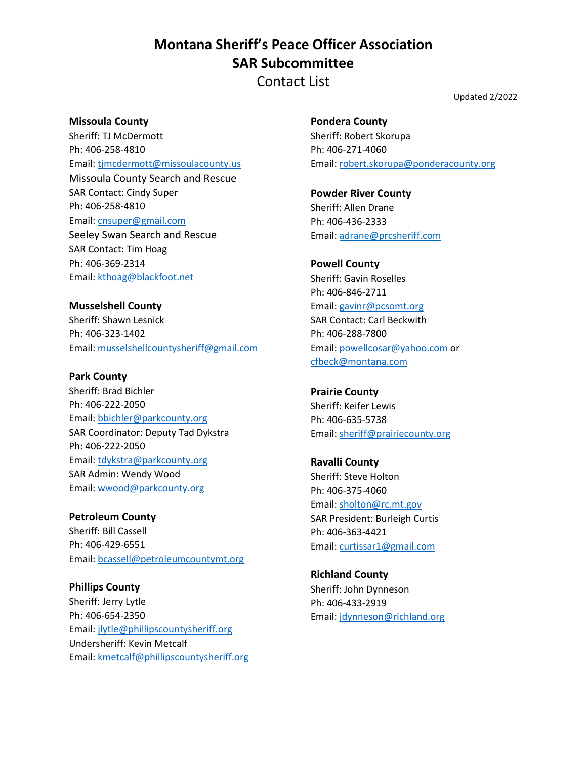# Montana Sheriff's Peace Officer Association
# SAR Subcommittee
## Contact List

Updated 2/2022

**Missoula County**
Sheriff: TJ McDermott
Ph: 406-258-4810
Email: tjmcdermott@missoulacounty.us
Missoula County Search and Rescue
SAR Contact: Cindy Super
Ph: 406-258-4810
Email: cnsuper@gmail.com
Seeley Swan Search and Rescue
SAR Contact: Tim Hoag
Ph: 406-369-2314
Email: kthoag@blackfoot.net

**Musselshell County**
Sheriff: Shawn Lesnick
Ph: 406-323-1402
Email: musselshellcountysheriff@gmail.com

**Park County**
Sheriff: Brad Bichler
Ph: 406-222-2050
Email: bbichler@parkcounty.org
SAR Coordinator: Deputy Tad Dykstra
Ph: 406-222-2050
Email: tdykstra@parkcounty.org
SAR Admin: Wendy Wood
Email: wwood@parkcounty.org

**Petroleum County**
Sheriff: Bill Cassell
Ph: 406-429-6551
Email: bcassell@petroleumcountymt.org

**Phillips County**
Sheriff: Jerry Lytle
Ph: 406-654-2350
Email: jlytle@phillipscountysheriff.org
Undersheriff: Kevin Metcalf
Email: kmetcalf@phillipscountysheriff.org

**Pondera County**
Sheriff: Robert Skorupa
Ph: 406-271-4060
Email: robert.skorupa@ponderacounty.org

**Powder River County**
Sheriff: Allen Drane
Ph: 406-436-2333
Email: adrane@prcsheriff.com

**Powell County**
Sheriff: Gavin Roselles
Ph: 406-846-2711
Email: gavinr@pcsomt.org
SAR Contact: Carl Beckwith
Ph: 406-288-7800
Email: powellcosar@yahoo.com or cfbeck@montana.com

**Prairie County**
Sheriff: Keifer Lewis
Ph: 406-635-5738
Email: sheriff@prairiecounty.org

**Ravalli County**
Sheriff: Steve Holton
Ph: 406-375-4060
Email: sholton@rc.mt.gov
SAR President: Burleigh Curtis
Ph: 406-363-4421
Email: curtissar1@gmail.com

**Richland County**
Sheriff: John Dynneson
Ph: 406-433-2919
Email: jdynneson@richland.org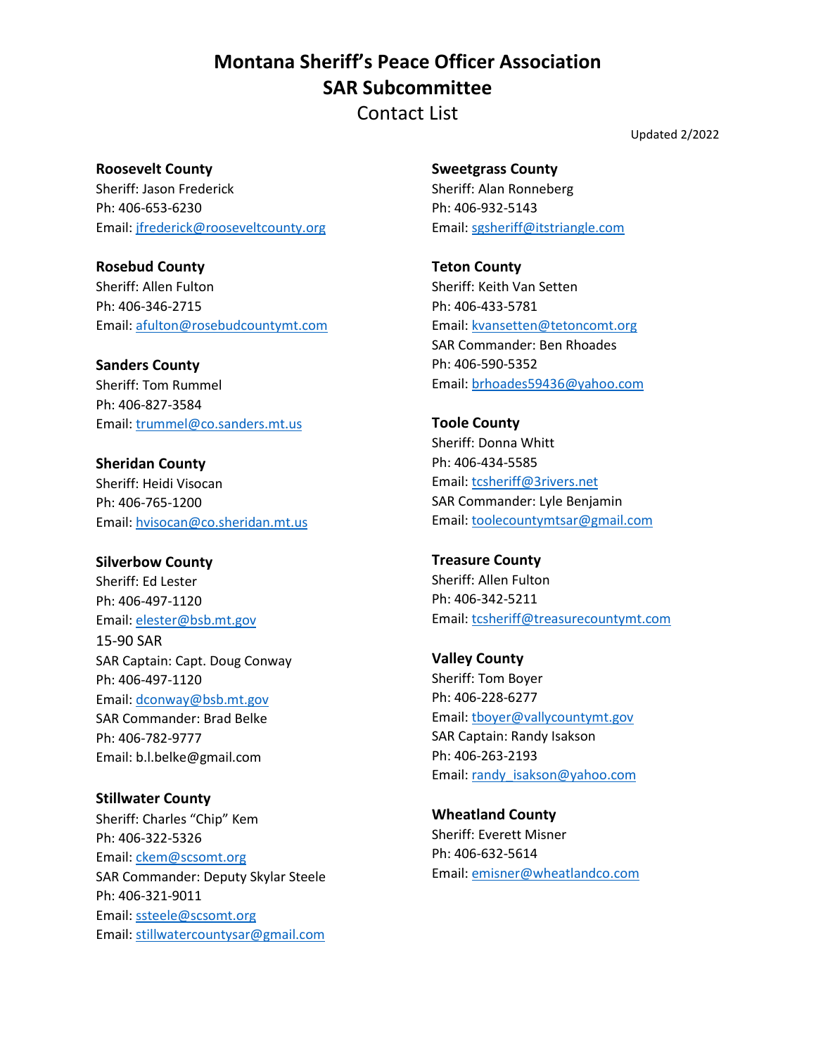# Montana Sheriff's Peace Officer Association
# SAR Subcommittee
## Contact List

Updated 2/2022

**Roosevelt County**
Sheriff: Jason Frederick
Ph: 406-653-6230
Email: jfrederick@rooseveltcounty.org

**Rosebud County**
Sheriff: Allen Fulton
Ph: 406-346-2715
Email: afulton@rosebudcountymt.com

**Sanders County**
Sheriff: Tom Rummel
Ph: 406-827-3584
Email: trummel@co.sanders.mt.us

**Sheridan County**
Sheriff: Heidi Visocan
Ph: 406-765-1200
Email: hvisocan@co.sheridan.mt.us

**Silverbow County**
Sheriff: Ed Lester
Ph: 406-497-1120
Email: elester@bsb.mt.gov
15-90 SAR
SAR Captain: Capt. Doug Conway
Ph: 406-497-1120
Email: dconway@bsb.mt.gov
SAR Commander: Brad Belke
Ph: 406-782-9777
Email: b.l.belke@gmail.com

**Stillwater County**
Sheriff: Charles "Chip" Kem
Ph: 406-322-5326
Email: ckem@scsomt.org
SAR Commander: Deputy Skylar Steele
Ph: 406-321-9011
Email: ssteele@scsomt.org
Email: stillwatercountysar@gmail.com

**Sweetgrass County**
Sheriff: Alan Ronneberg
Ph: 406-932-5143
Email: sgsheriff@itstriangle.com

**Teton County**
Sheriff: Keith Van Setten
Ph: 406-433-5781
Email: kvansetten@tetoncomt.org
SAR Commander: Ben Rhoades
Ph: 406-590-5352
Email: brhoades59436@yahoo.com

**Toole County**
Sheriff: Donna Whitt
Ph: 406-434-5585
Email: tcsheriff@3rivers.net
SAR Commander: Lyle Benjamin
Email: toolecountymtsar@gmail.com

**Treasure County**
Sheriff: Allen Fulton
Ph: 406-342-5211
Email: tcsheriff@treasurecountymt.com

**Valley County**
Sheriff: Tom Boyer
Ph: 406-228-6277
Email: tboyer@vallycountymt.gov
SAR Captain: Randy Isakson
Ph: 406-263-2193
Email: randy_isakson@yahoo.com

**Wheatland County**
Sheriff: Everett Misner
Ph: 406-632-5614
Email: emisner@wheatlandco.com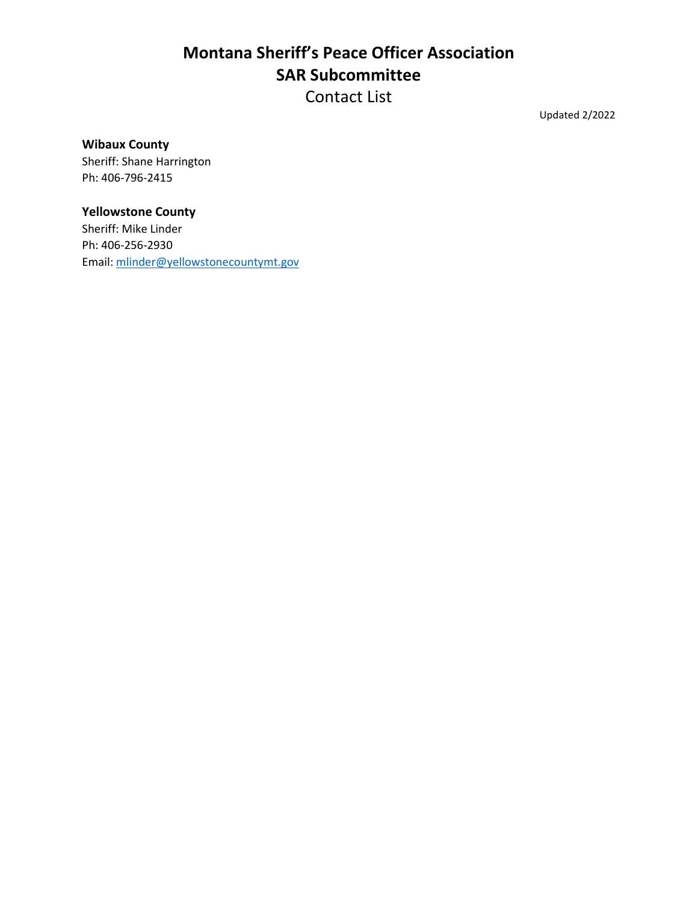# Montana Sheriff's Peace Officer Association
## SAR Subcommittee
Contact List

Updated 2/2022

**Wibaux County**
Sheriff: Shane Harrington
Ph: 406-796-2415

**Yellowstone County**
Sheriff: Mike Linder
Ph: 406-256-2930
Email: mlinder@yellowstonecountymt.gov